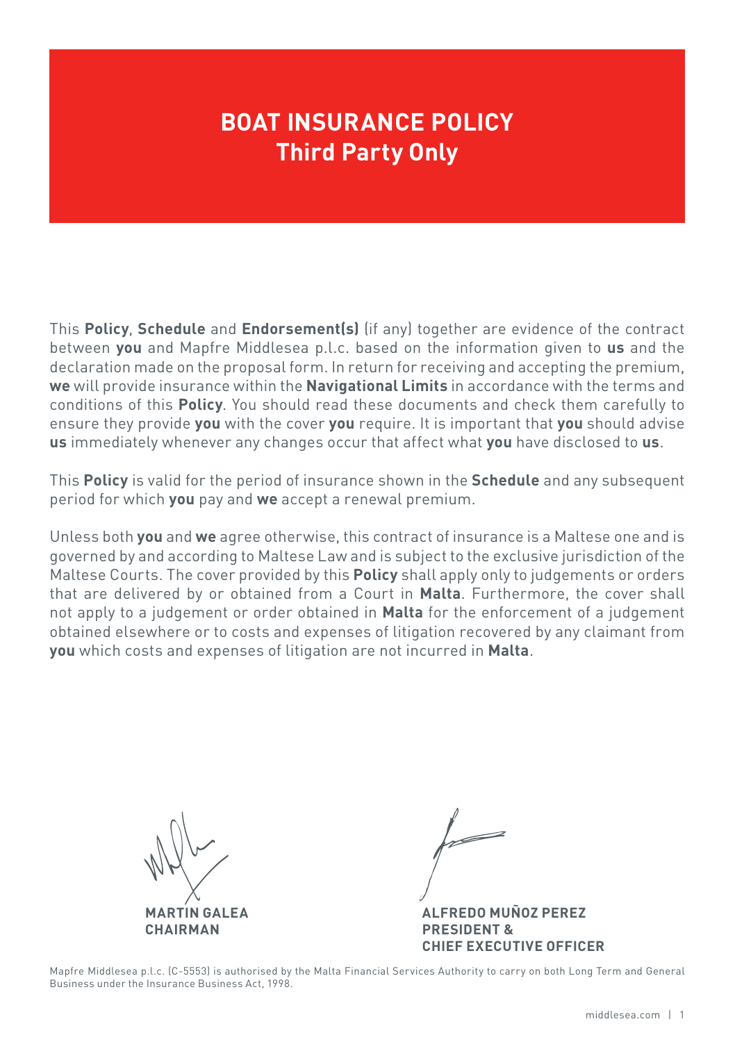# BOAT INSURANCE POLICY
## Third Party Only

This **Policy**, **Schedule** and **Endorsement(s)** (if any) together are evidence of the contract between **you** and Mapfre Middlesea p.l.c. based on the information given to **us** and the declaration made on the proposal form. In return for receiving and accepting the premium, **we** will provide insurance within the **Navigational Limits** in accordance with the terms and conditions of this **Policy**. You should read these documents and check them carefully to ensure they provide **you** with the cover **you** require. It is important that **you** should advise **us** immediately whenever any changes occur that affect what **you** have disclosed to **us**.

This **Policy** is valid for the period of insurance shown in the **Schedule** and any subsequent period for which **you** pay and **we** accept a renewal premium.

Unless both **you** and **we** agree otherwise, this contract of insurance is a Maltese one and is governed by and according to Maltese Law and is subject to the exclusive jurisdiction of the Maltese Courts. The cover provided by this **Policy** shall apply only to judgements or orders that are delivered by or obtained from a Court in **Malta**. Furthermore, the cover shall not apply to a judgement or order obtained in **Malta** for the enforcement of a judgement obtained elsewhere or to costs and expenses of litigation recovered by any claimant from **you** which costs and expenses of litigation are not incurred in **Malta**.

**MARTIN GALEA**
**CHAIRMAN**

**ALFREDO MUÑOZ PEREZ**
**PRESIDENT &**
**CHIEF EXECUTIVE OFFICER**

Mapfre Middlesea p.l.c. (C-5553) is authorised by the Malta Financial Services Authority to carry on both Long Term and General Business under the Insurance Business Act, 1998.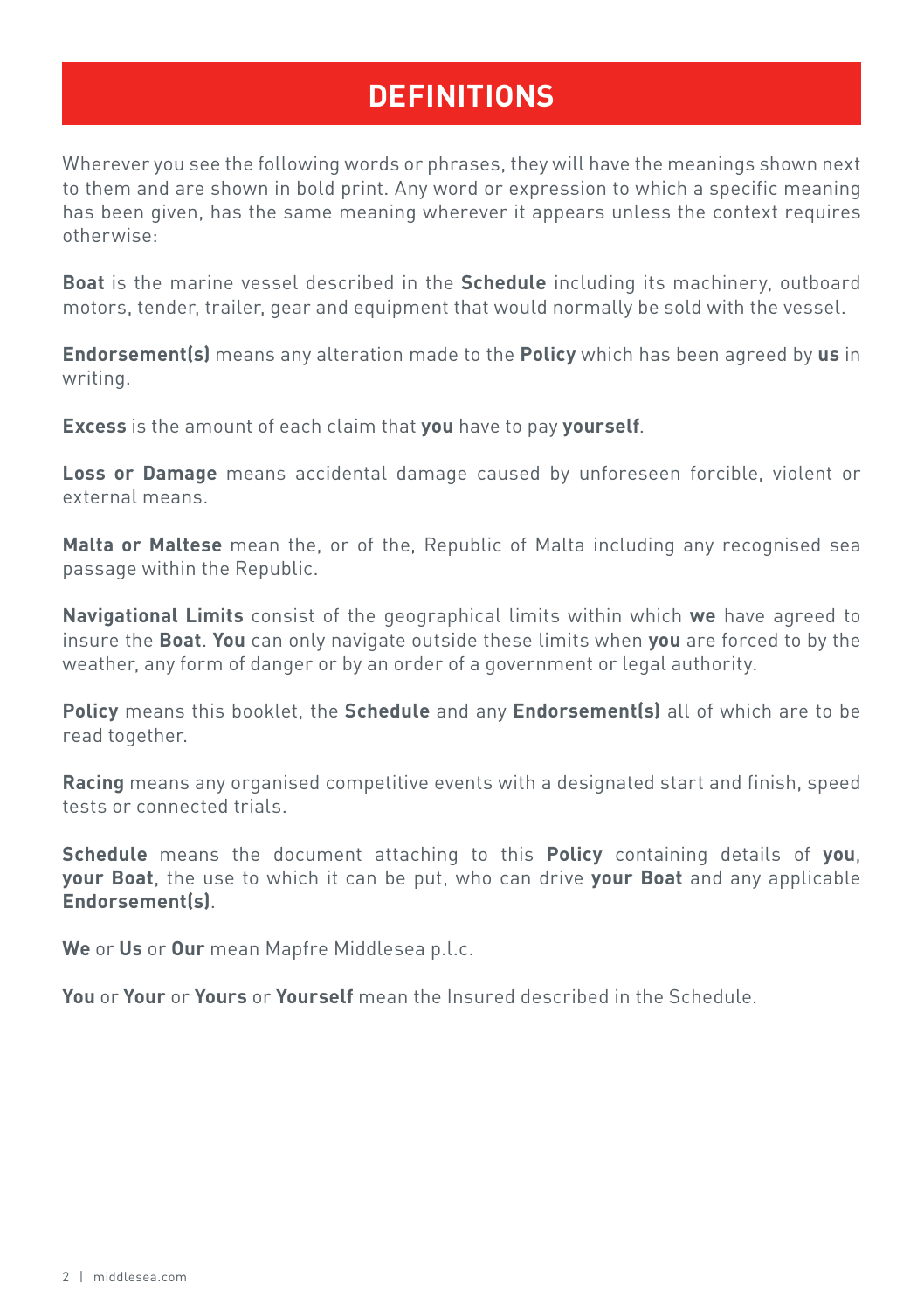# DEFINITIONS

Wherever you see the following words or phrases, they will have the meanings shown next to them and are shown in bold print. Any word or expression to which a specific meaning has been given, has the same meaning wherever it appears unless the context requires otherwise:

**Boat** is the marine vessel described in the **Schedule** including its machinery, outboard motors, tender, trailer, gear and equipment that would normally be sold with the vessel.

**Endorsement(s)** means any alteration made to the **Policy** which has been agreed by **us** in writing.

**Excess** is the amount of each claim that **you** have to pay **yourself**.

**Loss or Damage** means accidental damage caused by unforeseen forcible, violent or external means.

**Malta or Maltese** mean the, or of the, Republic of Malta including any recognised sea passage within the Republic.

**Navigational Limits** consist of the geographical limits within which **we** have agreed to insure the **Boat**. **You** can only navigate outside these limits when **you** are forced to by the weather, any form of danger or by an order of a government or legal authority.

**Policy** means this booklet, the **Schedule** and any **Endorsement(s)** all of which are to be read together.

**Racing** means any organised competitive events with a designated start and finish, speed tests or connected trials.

**Schedule** means the document attaching to this **Policy** containing details of **you**, **your Boat**, the use to which it can be put, who can drive **your Boat** and any applicable **Endorsement(s)**.

**We** or **Us** or **Our** mean Mapfre Middlesea p.l.c.

**You** or **Your** or **Yours** or **Yourself** mean the Insured described in the Schedule.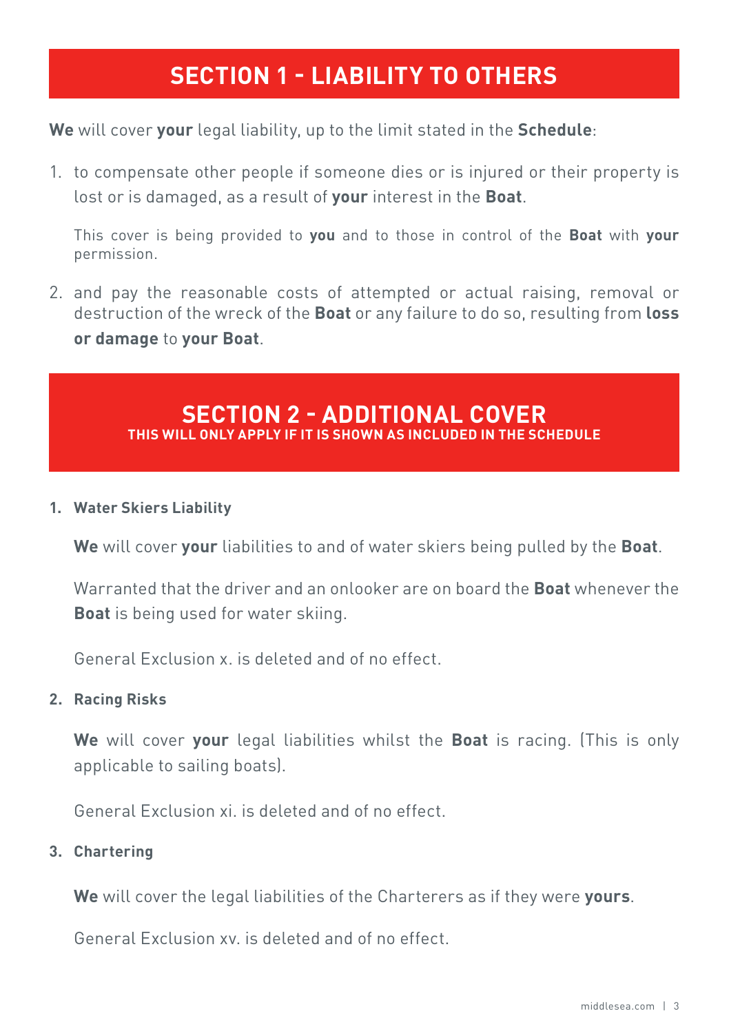# SECTION 1 - LIABILITY TO OTHERS

**We** will cover **your** legal liability, up to the limit stated in the **Schedule**:

1. to compensate other people if someone dies or is injured or their property is lost or is damaged, as a result of **your** interest in the **Boat**.

   This cover is being provided to **you** and to those in control of the **Boat** with **your** permission.

2. and pay the reasonable costs of attempted or actual raising, removal or destruction of the wreck of the **Boat** or any failure to do so, resulting from **loss or damage** to **your Boat**.

# SECTION 2 - ADDITIONAL COVER

**THIS WILL ONLY APPLY IF IT IS SHOWN AS INCLUDED IN THE SCHEDULE**

**1. Water Skiers Liability**

**We** will cover **your** liabilities to and of water skiers being pulled by the **Boat**.

Warranted that the driver and an onlooker are on board the **Boat** whenever the **Boat** is being used for water skiing.

General Exclusion x. is deleted and of no effect.

**2. Racing Risks**

**We** will cover **your** legal liabilities whilst the **Boat** is racing. (This is only applicable to sailing boats).

General Exclusion xi. is deleted and of no effect.

**3. Chartering**

**We** will cover the legal liabilities of the Charterers as if they were **yours**.

General Exclusion xv. is deleted and of no effect.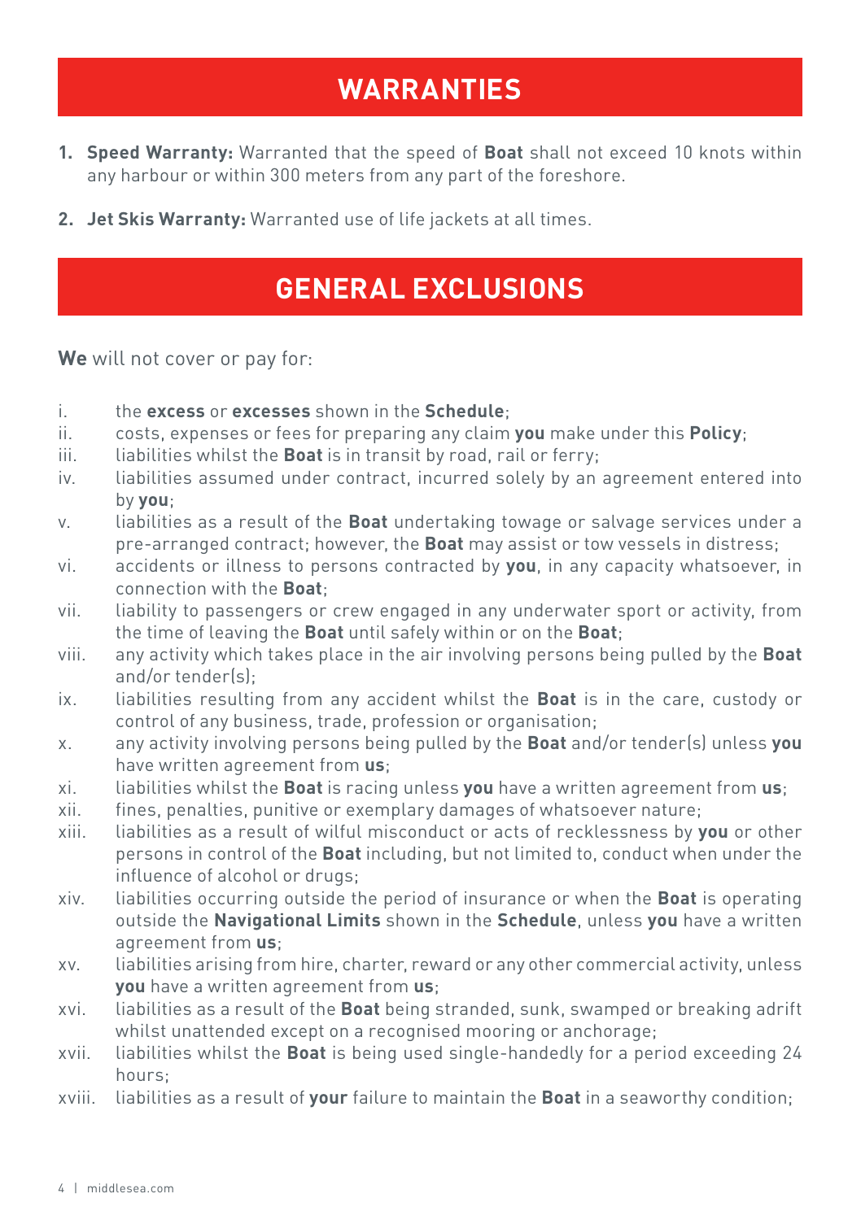# WARRANTIES

1. **Speed Warranty:** Warranted that the speed of **Boat** shall not exceed 10 knots within any harbour or within 300 meters from any part of the foreshore.
2. **Jet Skis Warranty:** Warranted use of life jackets at all times.

# GENERAL EXCLUSIONS

**We** will not cover or pay for:

i. the **excess** or **excesses** shown in the **Schedule**;
ii. costs, expenses or fees for preparing any claim **you** make under this **Policy**;
iii. liabilities whilst the **Boat** is in transit by road, rail or ferry;
iv. liabilities assumed under contract, incurred solely by an agreement entered into by **you**;
v. liabilities as a result of the **Boat** undertaking towage or salvage services under a pre-arranged contract; however, the **Boat** may assist or tow vessels in distress;
vi. accidents or illness to persons contracted by **you**, in any capacity whatsoever, in connection with the **Boat**;
vii. liability to passengers or crew engaged in any underwater sport or activity, from the time of leaving the **Boat** until safely within or on the **Boat**;
viii. any activity which takes place in the air involving persons being pulled by the **Boat** and/or tender(s);
ix. liabilities resulting from any accident whilst the **Boat** is in the care, custody or control of any business, trade, profession or organisation;
x. any activity involving persons being pulled by the **Boat** and/or tender(s) unless **you** have written agreement from **us**;
xi. liabilities whilst the **Boat** is racing unless **you** have a written agreement from **us**;
xii. fines, penalties, punitive or exemplary damages of whatsoever nature;
xiii. liabilities as a result of wilful misconduct or acts of recklessness by **you** or other persons in control of the **Boat** including, but not limited to, conduct when under the influence of alcohol or drugs;
xiv. liabilities occurring outside the period of insurance or when the **Boat** is operating outside the **Navigational Limits** shown in the **Schedule**, unless **you** have a written agreement from **us**;
xv. liabilities arising from hire, charter, reward or any other commercial activity, unless **you** have a written agreement from **us**;
xvi. liabilities as a result of the **Boat** being stranded, sunk, swamped or breaking adrift whilst unattended except on a recognised mooring or anchorage;
xvii. liabilities whilst the **Boat** is being used single-handedly for a period exceeding 24 hours;
xviii. liabilities as a result of **your** failure to maintain the **Boat** in a seaworthy condition;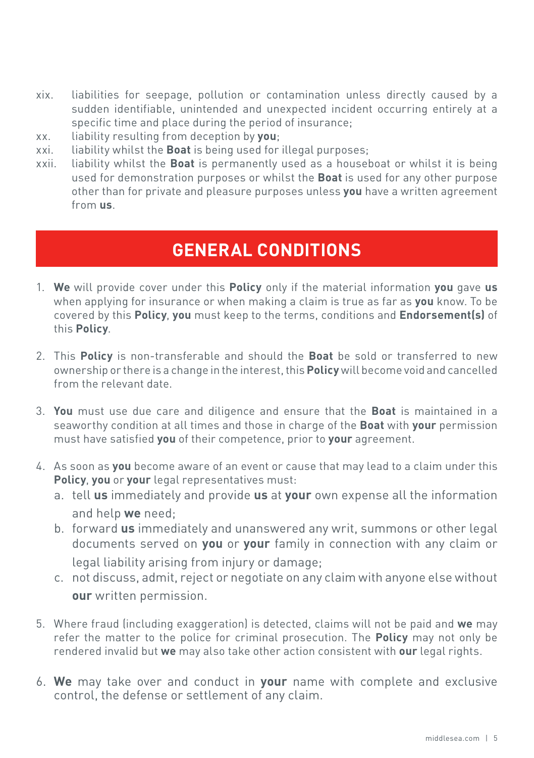xix. liabilities for seepage, pollution or contamination unless directly caused by a sudden identifiable, unintended and unexpected incident occurring entirely at a specific time and place during the period of insurance;

xx. liability resulting from deception by **you**;

xxi. liability whilst the **Boat** is being used for illegal purposes;

xxii. liability whilst the **Boat** is permanently used as a houseboat or whilst it is being used for demonstration purposes or whilst the **Boat** is used for any other purpose other than for private and pleasure purposes unless **you** have a written agreement from **us**.

## GENERAL CONDITIONS

1. **We** will provide cover under this **Policy** only if the material information **you** gave **us** when applying for insurance or when making a claim is true as far as **you** know. To be covered by this **Policy**, **you** must keep to the terms, conditions and **Endorsement(s)** of this **Policy**.

2. This **Policy** is non-transferable and should the **Boat** be sold or transferred to new ownership or there is a change in the interest, this **Policy** will become void and cancelled from the relevant date.

3. **You** must use due care and diligence and ensure that the **Boat** is maintained in a seaworthy condition at all times and those in charge of the **Boat** with **your** permission must have satisfied **you** of their competence, prior to **your** agreement.

4. As soon as **you** become aware of an event or cause that may lead to a claim under this **Policy**, **you** or **your** legal representatives must:
   a. tell **us** immediately and provide **us** at **your** own expense all the information and help **we** need;
   b. forward **us** immediately and unanswered any writ, summons or other legal documents served on **you** or **your** family in connection with any claim or legal liability arising from injury or damage;
   c. not discuss, admit, reject or negotiate on any claim with anyone else without **our** written permission.

5. Where fraud (including exaggeration) is detected, claims will not be paid and **we** may refer the matter to the police for criminal prosecution. The **Policy** may not only be rendered invalid but **we** may also take other action consistent with **our** legal rights.

6. **We** may take over and conduct in **your** name with complete and exclusive control, the defense or settlement of any claim.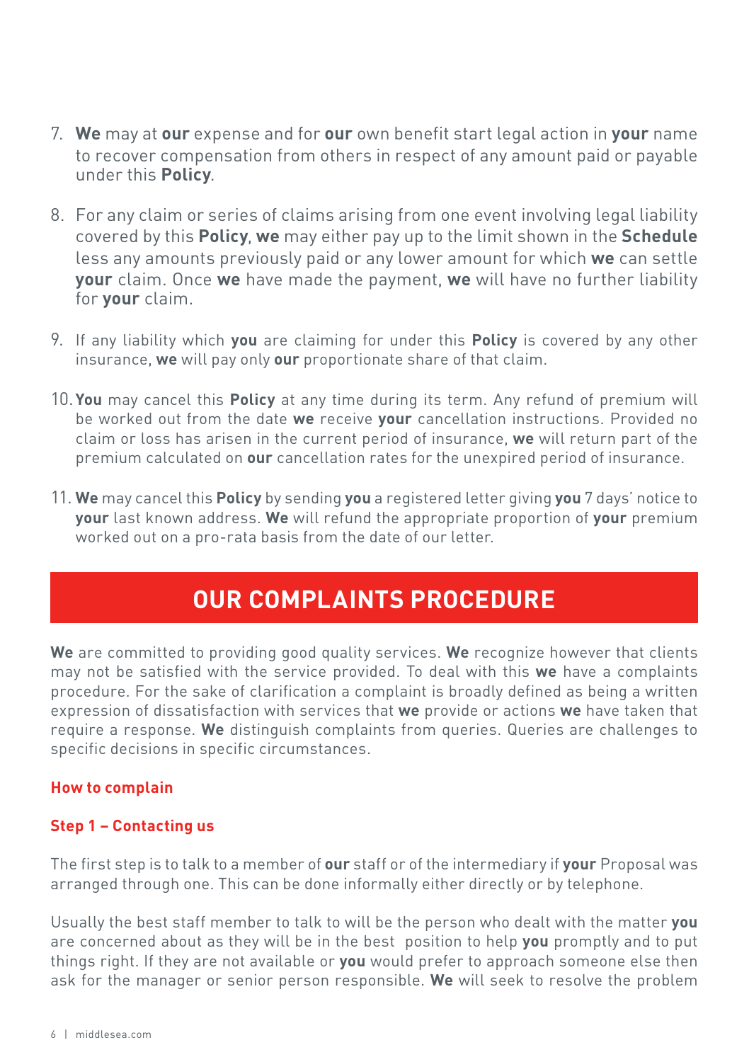7. **We** may at **our** expense and for **our** own benefit start legal action in **your** name to recover compensation from others in respect of any amount paid or payable under this **Policy**.

8. For any claim or series of claims arising from one event involving legal liability covered by this **Policy**, **we** may either pay up to the limit shown in the **Schedule** less any amounts previously paid or any lower amount for which **we** can settle **your** claim. Once **we** have made the payment, **we** will have no further liability for **your** claim.

9. If any liability which **you** are claiming for under this **Policy** is covered by any other insurance, **we** will pay only **our** proportionate share of that claim.

10. **You** may cancel this **Policy** at any time during its term. Any refund of premium will be worked out from the date **we** receive **your** cancellation instructions. Provided no claim or loss has arisen in the current period of insurance, **we** will return part of the premium calculated on **our** cancellation rates for the unexpired period of insurance.

11. **We** may cancel this **Policy** by sending **you** a registered letter giving **you** 7 days' notice to **your** last known address. **We** will refund the appropriate proportion of **your** premium worked out on a pro-rata basis from the date of our letter.

## OUR COMPLAINTS PROCEDURE

**We** are committed to providing good quality services. **We** recognize however that clients may not be satisfied with the service provided. To deal with this **we** have a complaints procedure. For the sake of clarification a complaint is broadly defined as being a written expression of dissatisfaction with services that **we** provide or actions **we** have taken that require a response. **We** distinguish complaints from queries. Queries are challenges to specific decisions in specific circumstances.

### How to complain

### Step 1 – Contacting us

The first step is to talk to a member of **our** staff or of the intermediary if **your** Proposal was arranged through one. This can be done informally either directly or by telephone.

Usually the best staff member to talk to will be the person who dealt with the matter **you** are concerned about as they will be in the best position to help **you** promptly and to put things right. If they are not available or **you** would prefer to approach someone else then ask for the manager or senior person responsible. **We** will seek to resolve the problem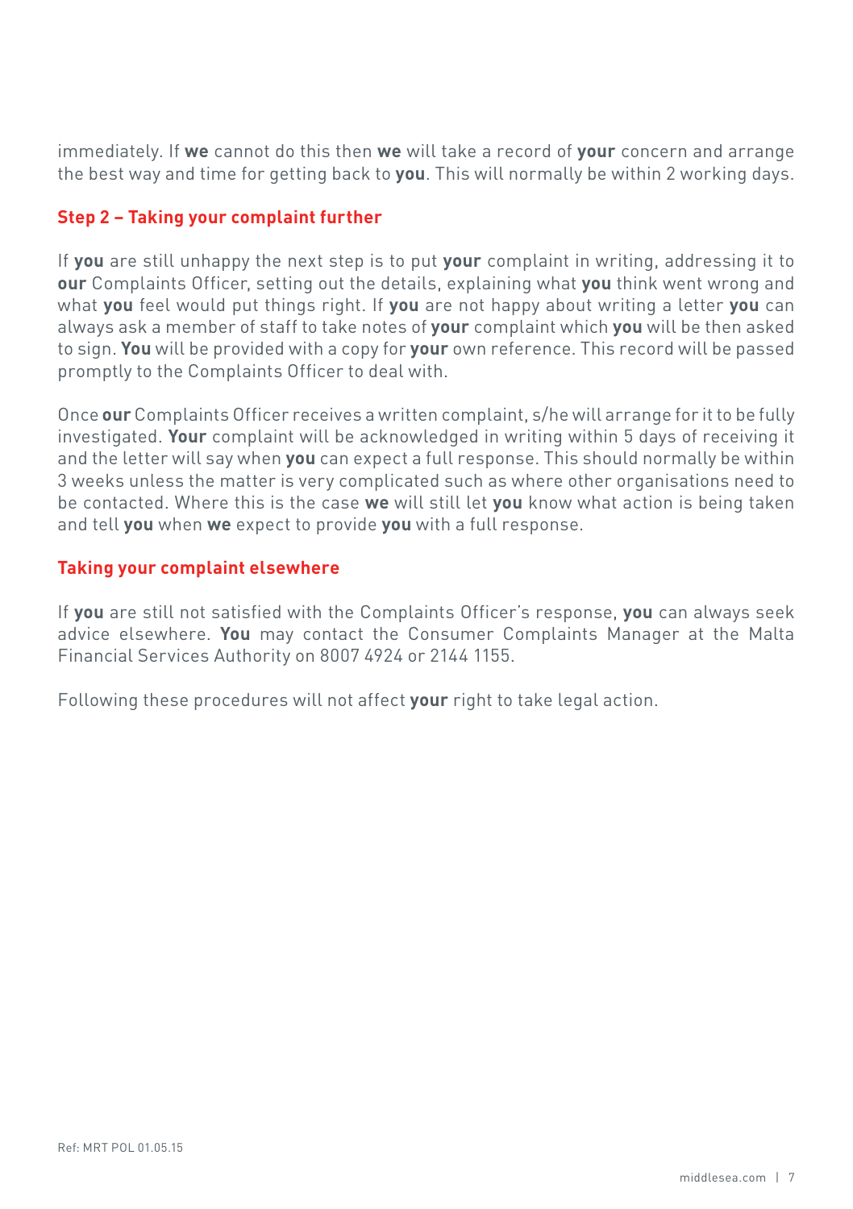immediately. If **we** cannot do this then **we** will take a record of **your** concern and arrange the best way and time for getting back to **you**. This will normally be within 2 working days.

## Step 2 – Taking your complaint further

If **you** are still unhappy the next step is to put **your** complaint in writing, addressing it to **our** Complaints Officer, setting out the details, explaining what **you** think went wrong and what **you** feel would put things right. If **you** are not happy about writing a letter **you** can always ask a member of staff to take notes of **your** complaint which **you** will be then asked to sign. **You** will be provided with a copy for **your** own reference. This record will be passed promptly to the Complaints Officer to deal with.

Once **our** Complaints Officer receives a written complaint, s/he will arrange for it to be fully investigated. **Your** complaint will be acknowledged in writing within 5 days of receiving it and the letter will say when **you** can expect a full response. This should normally be within 3 weeks unless the matter is very complicated such as where other organisations need to be contacted. Where this is the case **we** will still let **you** know what action is being taken and tell **you** when **we** expect to provide **you** with a full response.

## Taking your complaint elsewhere

If **you** are still not satisfied with the Complaints Officer's response, **you** can always seek advice elsewhere. **You** may contact the Consumer Complaints Manager at the Malta Financial Services Authority on 8007 4924 or 2144 1155.

Following these procedures will not affect **your** right to take legal action.

Ref: MRT POL 01.05.15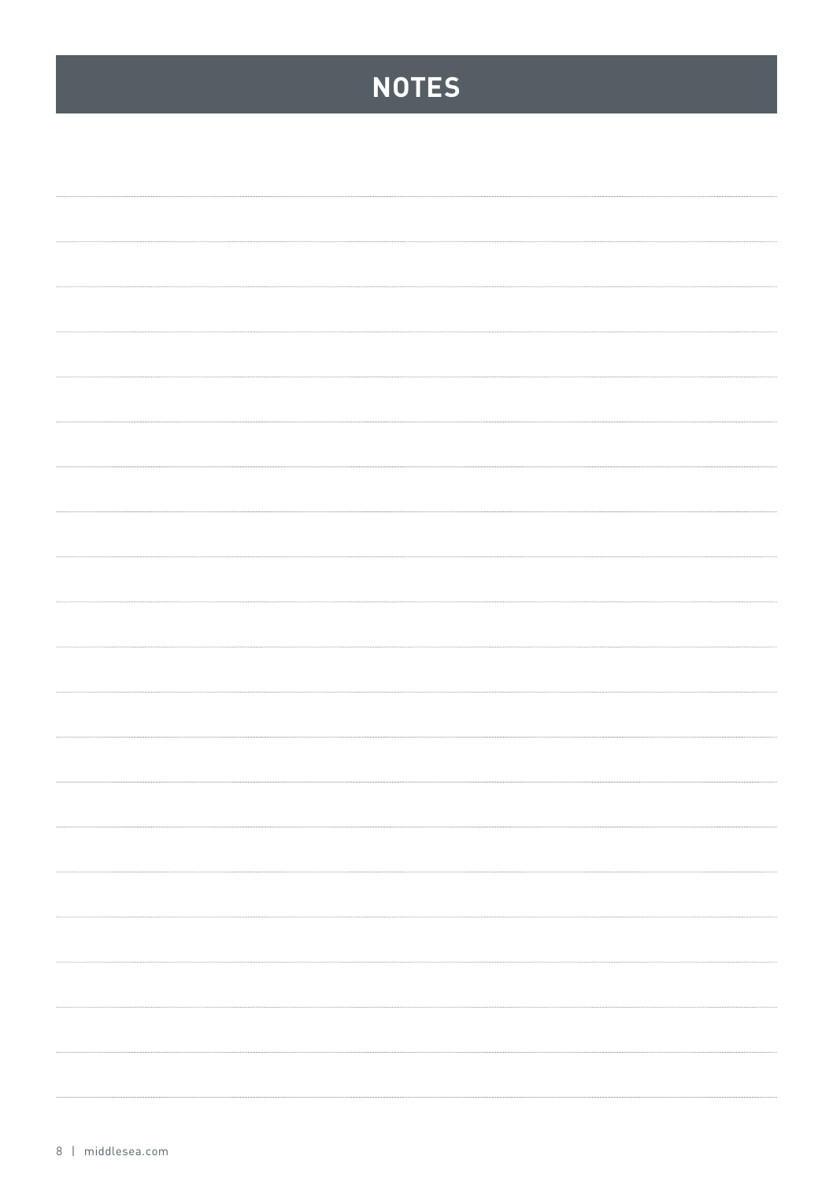# NOTES